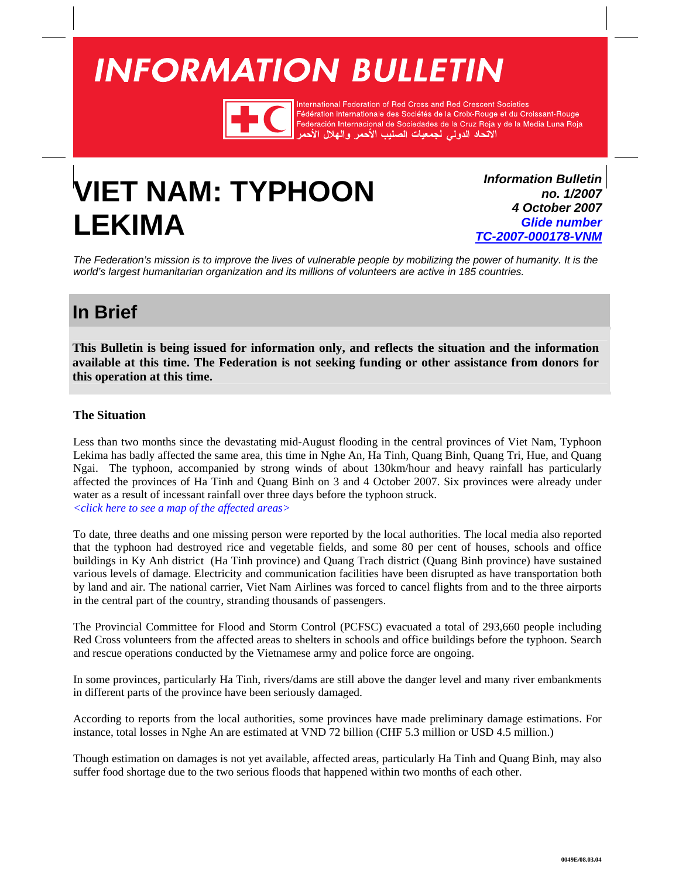／# INFORMATION BULLETIN

International Federation of Red Cross and Red Crescent Societies
Fédération internationale des Sociétés de la Croix-Rouge et du Croissant-Rouge
Federación Internacional de Sociedades de la Cruz Roja y de la Media Luna Roja
الاتحاد الدولي لجمعيات الصليب الأحمر والهلال الأحمر

# VIET NAM: TYPHOON LEKIMA

***Information Bulletin no. 1/2007***
***4 October 2007***
***Glide number TC-2007-000178-VNM***

*The Federation's mission is to improve the lives of vulnerable people by mobilizing the power of humanity. It is the world's largest humanitarian organization and its millions of volunteers are active in 185 countries.*

## In Brief

**This Bulletin is being issued for information only, and reflects the situation and the information available at this time. The Federation is not seeking funding or other assistance from donors for this operation at this time.**

### The Situation

Less than two months since the devastating mid-August flooding in the central provinces of Viet Nam, Typhoon Lekima has badly affected the same area, this time in Nghe An, Ha Tinh, Quang Binh, Quang Tri, Hue, and Quang Ngai. The typhoon, accompanied by strong winds of about 130km/hour and heavy rainfall has particularly affected the provinces of Ha Tinh and Quang Binh on 3 and 4 October 2007. Six provinces were already under water as a result of incessant rainfall over three days before the typhoon struck.
*<click here to see a map of the affected areas>*

To date, three deaths and one missing person were reported by the local authorities. The local media also reported that the typhoon had destroyed rice and vegetable fields, and some 80 per cent of houses, schools and office buildings in Ky Anh district (Ha Tinh province) and Quang Trach district (Quang Binh province) have sustained various levels of damage. Electricity and communication facilities have been disrupted as have transportation both by land and air. The national carrier, Viet Nam Airlines was forced to cancel flights from and to the three airports in the central part of the country, stranding thousands of passengers.

The Provincial Committee for Flood and Storm Control (PCFSC) evacuated a total of 293,660 people including Red Cross volunteers from the affected areas to shelters in schools and office buildings before the typhoon. Search and rescue operations conducted by the Vietnamese army and police force are ongoing.

In some provinces, particularly Ha Tinh, rivers/dams are still above the danger level and many river embankments in different parts of the province have been seriously damaged.

According to reports from the local authorities, some provinces have made preliminary damage estimations. For instance, total losses in Nghe An are estimated at VND 72 billion (CHF 5.3 million or USD 4.5 million.)

Though estimation on damages is not yet available, affected areas, particularly Ha Tinh and Quang Binh, may also suffer food shortage due to the two serious floods that happened within two months of each other.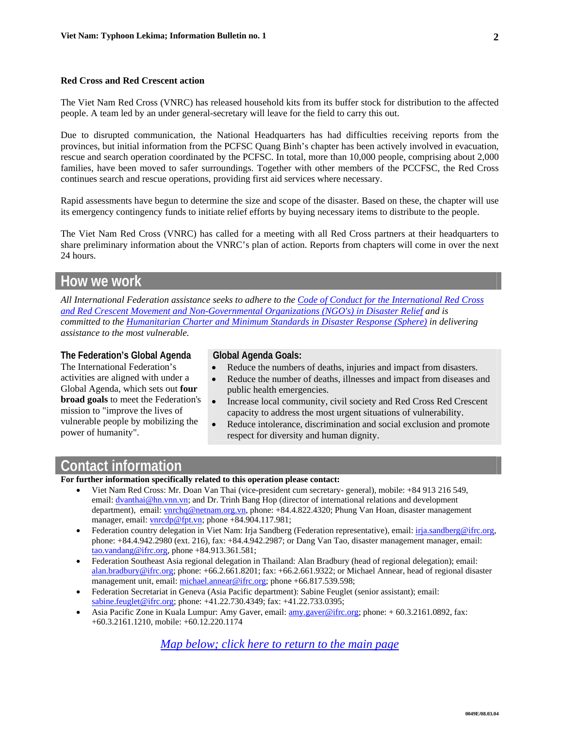**Red Cross and Red Crescent action**

The Viet Nam Red Cross (VNRC) has released household kits from its buffer stock for distribution to the affected people. A team led by an under general-secretary will leave for the field to carry this out.

Due to disrupted communication, the National Headquarters has had difficulties receiving reports from the provinces, but initial information from the PCFSC Quang Binh's chapter has been actively involved in evacuation, rescue and search operation coordinated by the PCFSC. In total, more than 10,000 people, comprising about 2,000 families, have been moved to safer surroundings. Together with other members of the PCCFSC, the Red Cross continues search and rescue operations, providing first aid services where necessary.

Rapid assessments have begun to determine the size and scope of the disaster. Based on these, the chapter will use its emergency contingency funds to initiate relief efforts by buying necessary items to distribute to the people.

The Viet Nam Red Cross (VNRC) has called for a meeting with all Red Cross partners at their headquarters to share preliminary information about the VNRC's plan of action. Reports from chapters will come in over the next 24 hours.

## How we work

*All International Federation assistance seeks to adhere to the [Code of Conduct for the International Red Cross and Red Crescent Movement and Non-Governmental Organizations (NGO's) in Disaster Relief]() and is committed to the [Humanitarian Charter and Minimum Standards in Disaster Response (Sphere)]() in delivering assistance to the most vulnerable.*

**The Federation's Global Agenda**

The International Federation's activities are aligned with under a Global Agenda, which sets out **four broad goals** to meet the Federation's mission to "improve the lives of vulnerable people by mobilizing the power of humanity".

**Global Agenda Goals:**

- Reduce the numbers of deaths, injuries and impact from disasters.
- Reduce the number of deaths, illnesses and impact from diseases and public health emergencies.
- Increase local community, civil society and Red Cross Red Crescent capacity to address the most urgent situations of vulnerability.
- Reduce intolerance, discrimination and social exclusion and promote respect for diversity and human dignity.

## Contact information

**For further information specifically related to this operation please contact:**

- Viet Nam Red Cross: Mr. Doan Van Thai (vice-president cum secretary- general), mobile: +84 913 216 549, email: dvanthai@hn.vnn.vn; and Dr. Trinh Bang Hop (director of international relations and development department), email: vnrchq@netnam.org.vn, phone: +84.4.822.4320; Phung Van Hoan, disaster management manager, email: vnrcdp@fpt.vn; phone +84.904.117.981;
- Federation country delegation in Viet Nam: Irja Sandberg (Federation representative), email: irja.sandberg@ifrc.org, phone: +84.4.942.2980 (ext. 216), fax: +84.4.942.2987; or Dang Van Tao, disaster management manager, email: tao.vandang@ifrc.org, phone +84.913.361.581;
- Federation Southeast Asia regional delegation in Thailand: Alan Bradbury (head of regional delegation); email: alan.bradbury@ifrc.org; phone: +66.2.661.8201; fax: +66.2.661.9322; or Michael Annear, head of regional disaster management unit, email: michael.annear@ifrc.org; phone +66.817.539.598;
- Federation Secretariat in Geneva (Asia Pacific department): Sabine Feuglet (senior assistant); email: sabine.feuglet@ifrc.org; phone: +41.22.730.4349; fax: +41.22.733.0395;
- Asia Pacific Zone in Kuala Lumpur: Amy Gaver, email: amy.gaver@ifrc.org; phone: + 60.3.2161.0892, fax: +60.3.2161.1210, mobile: +60.12.220.1174

*[Map below; click here to return to the main page]()*

0049E/08.03.04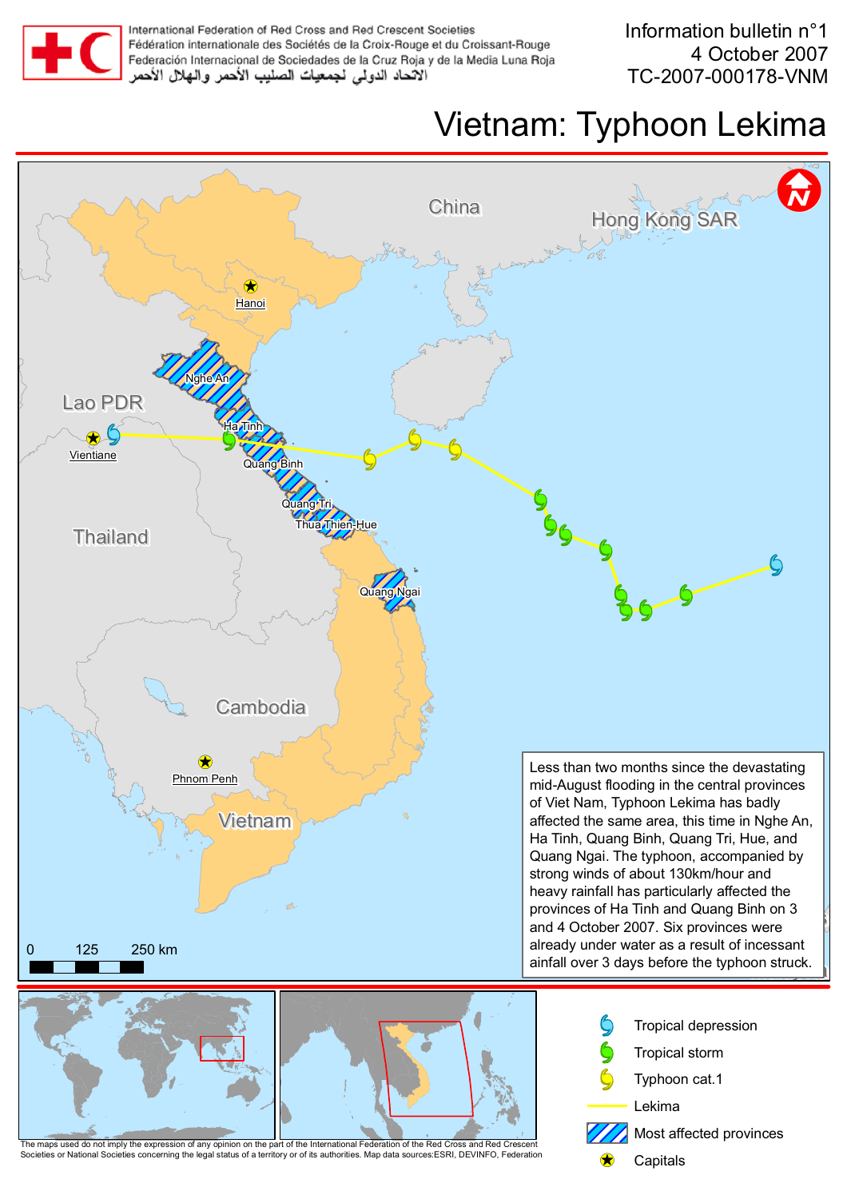International Federation of Red Cross and Red Crescent Societies
Fédération internationale des Sociétés de la Croix-Rouge et du Croissant-Rouge
Federación Internacional de Sociedades de la Cruz Roja y de la Media Luna Roja
الاتحاد الدولي لجمعيات الصليب الأحمر والهلال الأحمر

Information bulletin n°1
4 October 2007
TC-2007-000178-VNM

# Vietnam: Typhoon Lekima

China

Hong Kong SAR

Hanoi

Nghe An

Lao PDR

Ha Tinh

Vientiane

Quang Binh

Quang Tri

Thua Thien-Hue

Thailand

Quang Ngai

Cambodia

Phnom Penh

Vietnam

0 125 250 km

Less than two months since the devastating mid-August flooding in the central provinces of Viet Nam, Typhoon Lekima has badly affected the same area, this time in Nghe An, Ha Tinh, Quang Binh, Quang Tri, Hue, and Quang Ngai. The typhoon, accompanied by strong winds of about 130km/hour and heavy rainfall has particularly affected the provinces of Ha Tinh and Quang Binh on 3 and 4 October 2007. Six provinces were already under water as a result of incessant ainfall over 3 days before the typhoon struck.

Tropical depression

Tropical storm

Typhoon cat.1

Lekima

Most affected provinces

Capitals

The maps used do not imply the expression of any opinion on the part of the International Federation of the Red Cross and Red Crescent Societies or National Societies concerning the legal status of a territory or of its authorities. Map data sources:ESRI, DEVINFO, Federation